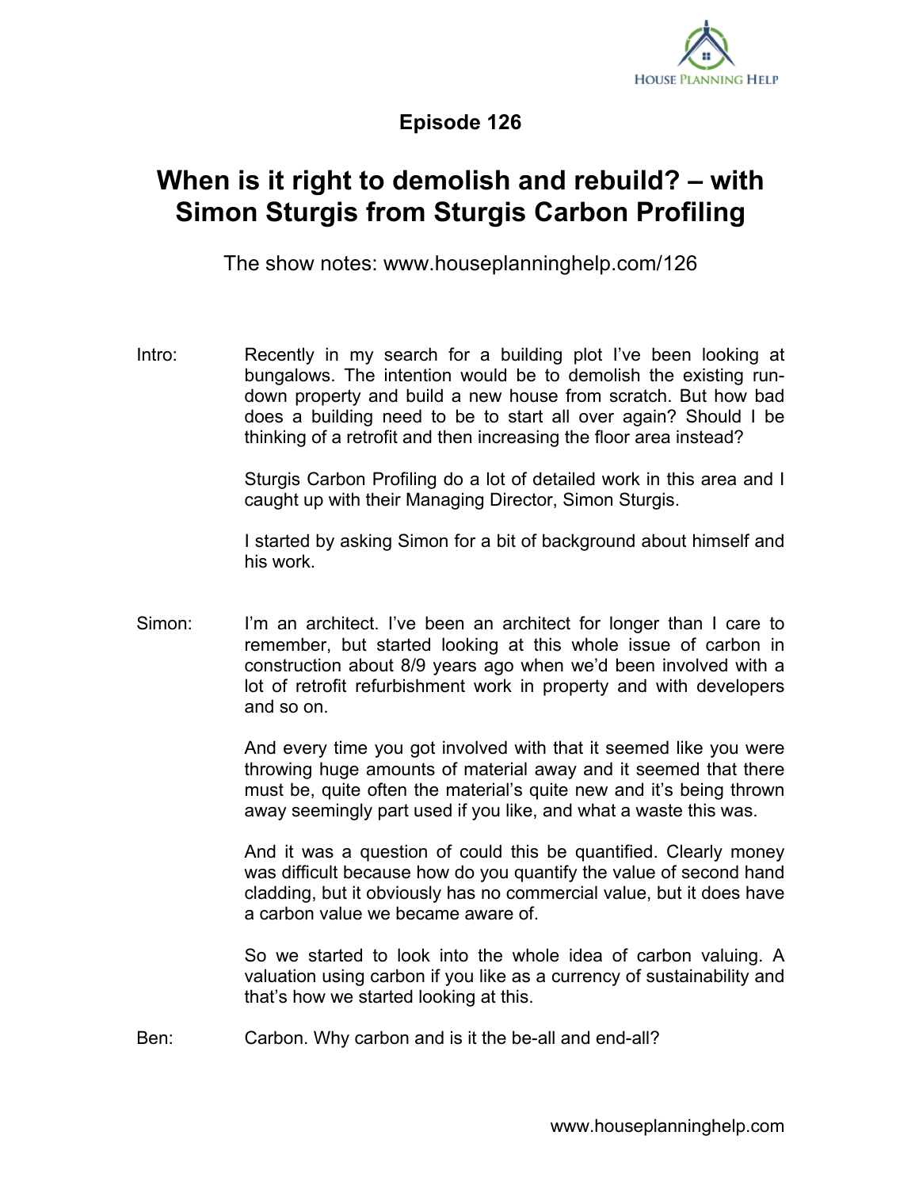# Episode 126

## When is it right to demolish and rebuild? – with Simon Sturgis from Sturgis Carbon Profiling

The show notes: www.houseplanninghelp.com/126

Intro: Recently in my search for a building plot I've been looking at bungalows. The intention would be to demolish the existing run-down property and build a new house from scratch. But how bad does a building need to be to start all over again? Should I be thinking of a retrofit and then increasing the floor area instead?

Sturgis Carbon Profiling do a lot of detailed work in this area and I caught up with their Managing Director, Simon Sturgis.

I started by asking Simon for a bit of background about himself and his work.

Simon: I'm an architect. I've been an architect for longer than I care to remember, but started looking at this whole issue of carbon in construction about 8/9 years ago when we'd been involved with a lot of retrofit refurbishment work in property and with developers and so on.

And every time you got involved with that it seemed like you were throwing huge amounts of material away and it seemed that there must be, quite often the material's quite new and it's being thrown away seemingly part used if you like, and what a waste this was.

And it was a question of could this be quantified. Clearly money was difficult because how do you quantify the value of second hand cladding, but it obviously has no commercial value, but it does have a carbon value we became aware of.

So we started to look into the whole idea of carbon valuing. A valuation using carbon if you like as a currency of sustainability and that's how we started looking at this.

Ben: Carbon. Why carbon and is it the be-all and end-all?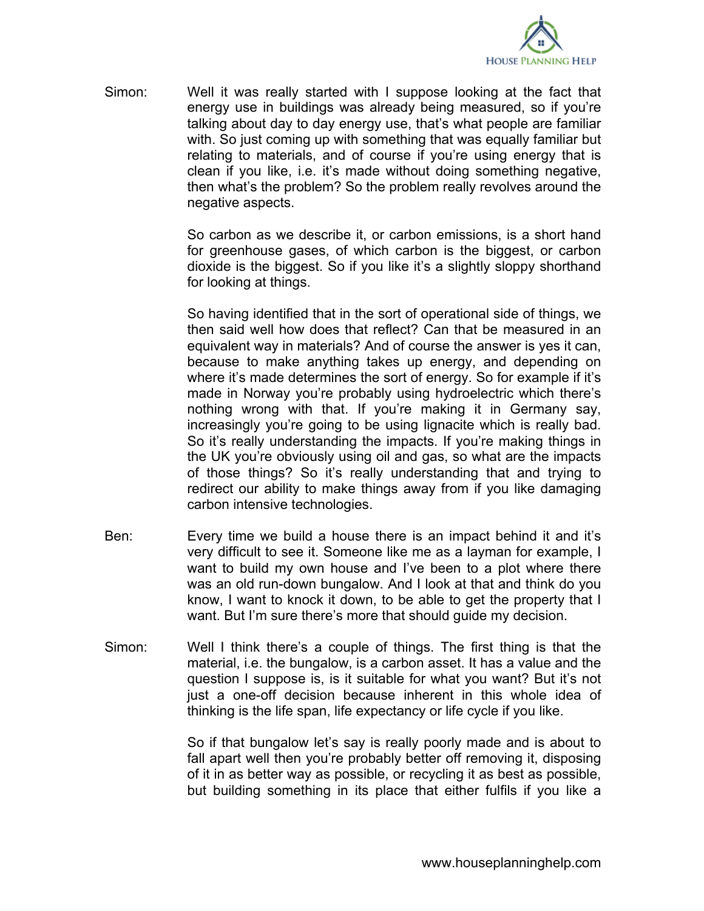Simon: Well it was really started with I suppose looking at the fact that energy use in buildings was already being measured, so if you're talking about day to day energy use, that's what people are familiar with. So just coming up with something that was equally familiar but relating to materials, and of course if you're using energy that is clean if you like, i.e. it's made without doing something negative, then what's the problem? So the problem really revolves around the negative aspects.

So carbon as we describe it, or carbon emissions, is a short hand for greenhouse gases, of which carbon is the biggest, or carbon dioxide is the biggest. So if you like it's a slightly sloppy shorthand for looking at things.

So having identified that in the sort of operational side of things, we then said well how does that reflect? Can that be measured in an equivalent way in materials? And of course the answer is yes it can, because to make anything takes up energy, and depending on where it's made determines the sort of energy. So for example if it's made in Norway you're probably using hydroelectric which there's nothing wrong with that. If you're making it in Germany say, increasingly you're going to be using lignacite which is really bad. So it's really understanding the impacts. If you're making things in the UK you're obviously using oil and gas, so what are the impacts of those things? So it's really understanding that and trying to redirect our ability to make things away from if you like damaging carbon intensive technologies.

Ben: Every time we build a house there is an impact behind it and it's very difficult to see it. Someone like me as a layman for example, I want to build my own house and I've been to a plot where there was an old run-down bungalow. And I look at that and think do you know, I want to knock it down, to be able to get the property that I want. But I'm sure there's more that should guide my decision.

Simon: Well I think there's a couple of things. The first thing is that the material, i.e. the bungalow, is a carbon asset. It has a value and the question I suppose is, is it suitable for what you want? But it's not just a one-off decision because inherent in this whole idea of thinking is the life span, life expectancy or life cycle if you like.

So if that bungalow let's say is really poorly made and is about to fall apart well then you're probably better off removing it, disposing of it in as better way as possible, or recycling it as best as possible, but building something in its place that either fulfils if you like a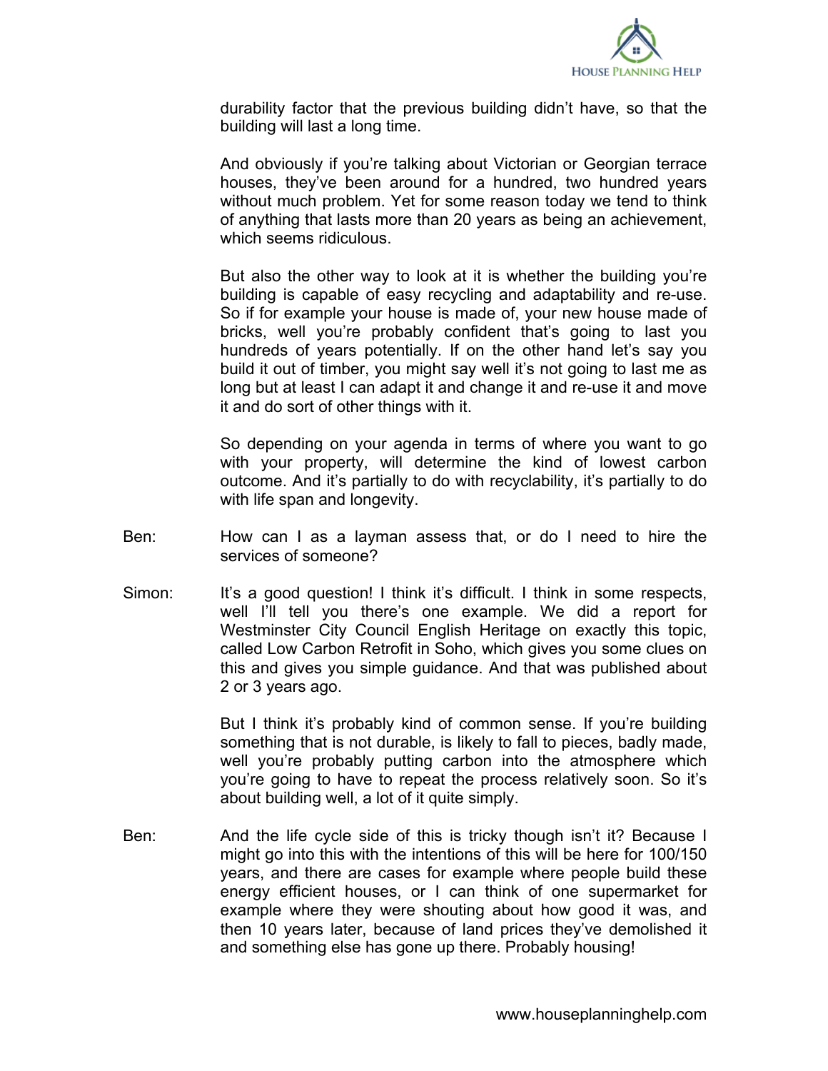durability factor that the previous building didn't have, so that the building will last a long time.

And obviously if you're talking about Victorian or Georgian terrace houses, they've been around for a hundred, two hundred years without much problem. Yet for some reason today we tend to think of anything that lasts more than 20 years as being an achievement, which seems ridiculous.

But also the other way to look at it is whether the building you're building is capable of easy recycling and adaptability and re-use. So if for example your house is made of, your new house made of bricks, well you're probably confident that's going to last you hundreds of years potentially. If on the other hand let's say you build it out of timber, you might say well it's not going to last me as long but at least I can adapt it and change it and re-use it and move it and do sort of other things with it.

So depending on your agenda in terms of where you want to go with your property, will determine the kind of lowest carbon outcome. And it's partially to do with recyclability, it's partially to do with life span and longevity.

Ben: How can I as a layman assess that, or do I need to hire the services of someone?

Simon: It's a good question! I think it's difficult. I think in some respects, well I'll tell you there's one example. We did a report for Westminster City Council English Heritage on exactly this topic, called Low Carbon Retrofit in Soho, which gives you some clues on this and gives you simple guidance. And that was published about 2 or 3 years ago.

But I think it's probably kind of common sense. If you're building something that is not durable, is likely to fall to pieces, badly made, well you're probably putting carbon into the atmosphere which you're going to have to repeat the process relatively soon. So it's about building well, a lot of it quite simply.

Ben: And the life cycle side of this is tricky though isn't it? Because I might go into this with the intentions of this will be here for 100/150 years, and there are cases for example where people build these energy efficient houses, or I can think of one supermarket for example where they were shouting about how good it was, and then 10 years later, because of land prices they've demolished it and something else has gone up there. Probably housing!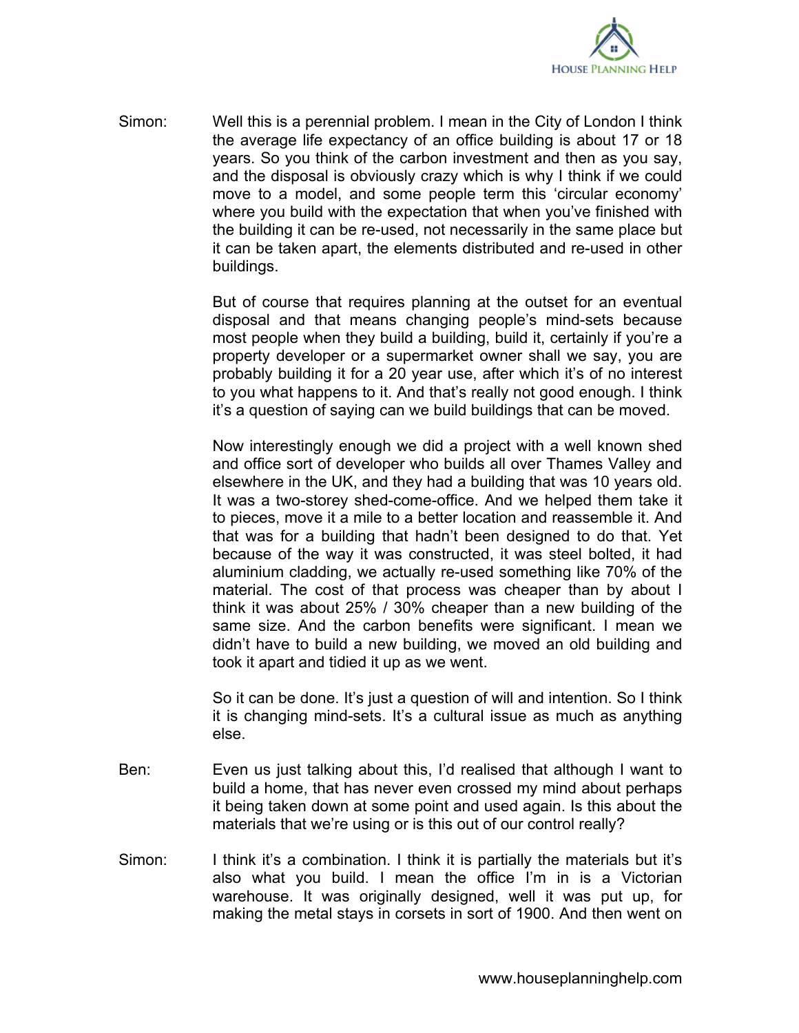Simon: Well this is a perennial problem. I mean in the City of London I think the average life expectancy of an office building is about 17 or 18 years. So you think of the carbon investment and then as you say, and the disposal is obviously crazy which is why I think if we could move to a model, and some people term this 'circular economy' where you build with the expectation that when you've finished with the building it can be re-used, not necessarily in the same place but it can be taken apart, the elements distributed and re-used in other buildings.

But of course that requires planning at the outset for an eventual disposal and that means changing people's mind-sets because most people when they build a building, build it, certainly if you're a property developer or a supermarket owner shall we say, you are probably building it for a 20 year use, after which it's of no interest to you what happens to it. And that's really not good enough. I think it's a question of saying can we build buildings that can be moved.

Now interestingly enough we did a project with a well known shed and office sort of developer who builds all over Thames Valley and elsewhere in the UK, and they had a building that was 10 years old. It was a two-storey shed-come-office. And we helped them take it to pieces, move it a mile to a better location and reassemble it. And that was for a building that hadn't been designed to do that. Yet because of the way it was constructed, it was steel bolted, it had aluminium cladding, we actually re-used something like 70% of the material. The cost of that process was cheaper than by about I think it was about 25% / 30% cheaper than a new building of the same size. And the carbon benefits were significant. I mean we didn't have to build a new building, we moved an old building and took it apart and tidied it up as we went.

So it can be done. It's just a question of will and intention. So I think it is changing mind-sets. It's a cultural issue as much as anything else.

Ben: Even us just talking about this, I'd realised that although I want to build a home, that has never even crossed my mind about perhaps it being taken down at some point and used again. Is this about the materials that we're using or is this out of our control really?

Simon: I think it's a combination. I think it is partially the materials but it's also what you build. I mean the office I'm in is a Victorian warehouse. It was originally designed, well it was put up, for making the metal stays in corsets in sort of 1900. And then went on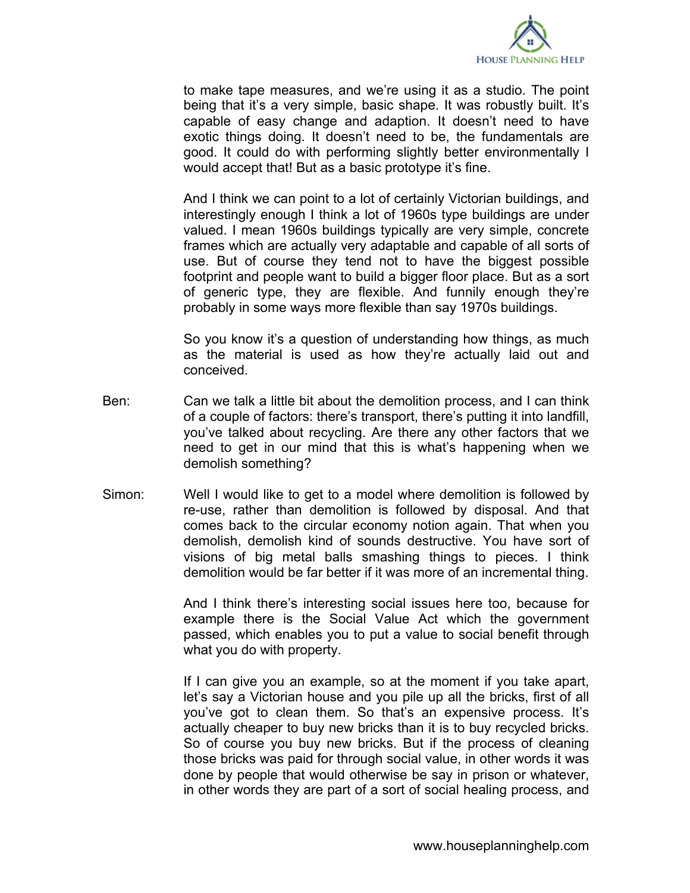to make tape measures, and we're using it as a studio. The point being that it's a very simple, basic shape. It was robustly built. It's capable of easy change and adaption. It doesn't need to have exotic things doing. It doesn't need to be, the fundamentals are good. It could do with performing slightly better environmentally I would accept that! But as a basic prototype it's fine.

And I think we can point to a lot of certainly Victorian buildings, and interestingly enough I think a lot of 1960s type buildings are under valued. I mean 1960s buildings typically are very simple, concrete frames which are actually very adaptable and capable of all sorts of use. But of course they tend not to have the biggest possible footprint and people want to build a bigger floor place. But as a sort of generic type, they are flexible. And funnily enough they're probably in some ways more flexible than say 1970s buildings.

So you know it's a question of understanding how things, as much as the material is used as how they're actually laid out and conceived.

Ben: Can we talk a little bit about the demolition process, and I can think of a couple of factors: there's transport, there's putting it into landfill, you've talked about recycling. Are there any other factors that we need to get in our mind that this is what's happening when we demolish something?

Simon: Well I would like to get to a model where demolition is followed by re-use, rather than demolition is followed by disposal. And that comes back to the circular economy notion again. That when you demolish, demolish kind of sounds destructive. You have sort of visions of big metal balls smashing things to pieces. I think demolition would be far better if it was more of an incremental thing.

And I think there's interesting social issues here too, because for example there is the Social Value Act which the government passed, which enables you to put a value to social benefit through what you do with property.

If I can give you an example, so at the moment if you take apart, let's say a Victorian house and you pile up all the bricks, first of all you've got to clean them. So that's an expensive process. It's actually cheaper to buy new bricks than it is to buy recycled bricks. So of course you buy new bricks. But if the process of cleaning those bricks was paid for through social value, in other words it was done by people that would otherwise be say in prison or whatever, in other words they are part of a sort of social healing process, and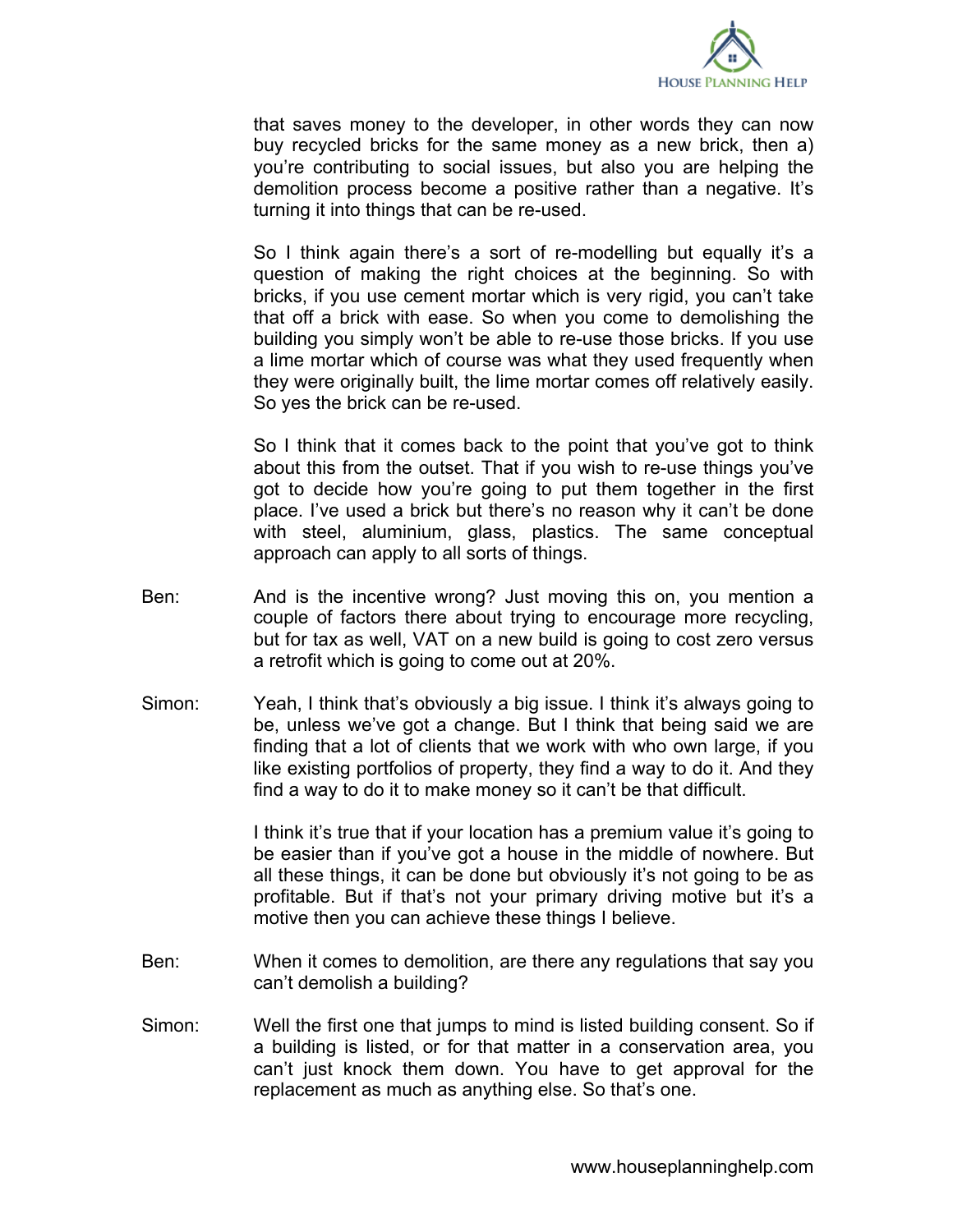that saves money to the developer, in other words they can now buy recycled bricks for the same money as a new brick, then a) you're contributing to social issues, but also you are helping the demolition process become a positive rather than a negative. It's turning it into things that can be re-used.

So I think again there's a sort of re-modelling but equally it's a question of making the right choices at the beginning. So with bricks, if you use cement mortar which is very rigid, you can't take that off a brick with ease. So when you come to demolishing the building you simply won't be able to re-use those bricks. If you use a lime mortar which of course was what they used frequently when they were originally built, the lime mortar comes off relatively easily. So yes the brick can be re-used.

So I think that it comes back to the point that you've got to think about this from the outset. That if you wish to re-use things you've got to decide how you're going to put them together in the first place. I've used a brick but there's no reason why it can't be done with steel, aluminium, glass, plastics. The same conceptual approach can apply to all sorts of things.

Ben: And is the incentive wrong? Just moving this on, you mention a couple of factors there about trying to encourage more recycling, but for tax as well, VAT on a new build is going to cost zero versus a retrofit which is going to come out at 20%.

Simon: Yeah, I think that's obviously a big issue. I think it's always going to be, unless we've got a change. But I think that being said we are finding that a lot of clients that we work with who own large, if you like existing portfolios of property, they find a way to do it. And they find a way to do it to make money so it can't be that difficult.

I think it's true that if your location has a premium value it's going to be easier than if you've got a house in the middle of nowhere. But all these things, it can be done but obviously it's not going to be as profitable. But if that's not your primary driving motive but it's a motive then you can achieve these things I believe.

Ben: When it comes to demolition, are there any regulations that say you can't demolish a building?

Simon: Well the first one that jumps to mind is listed building consent. So if a building is listed, or for that matter in a conservation area, you can't just knock them down. You have to get approval for the replacement as much as anything else. So that's one.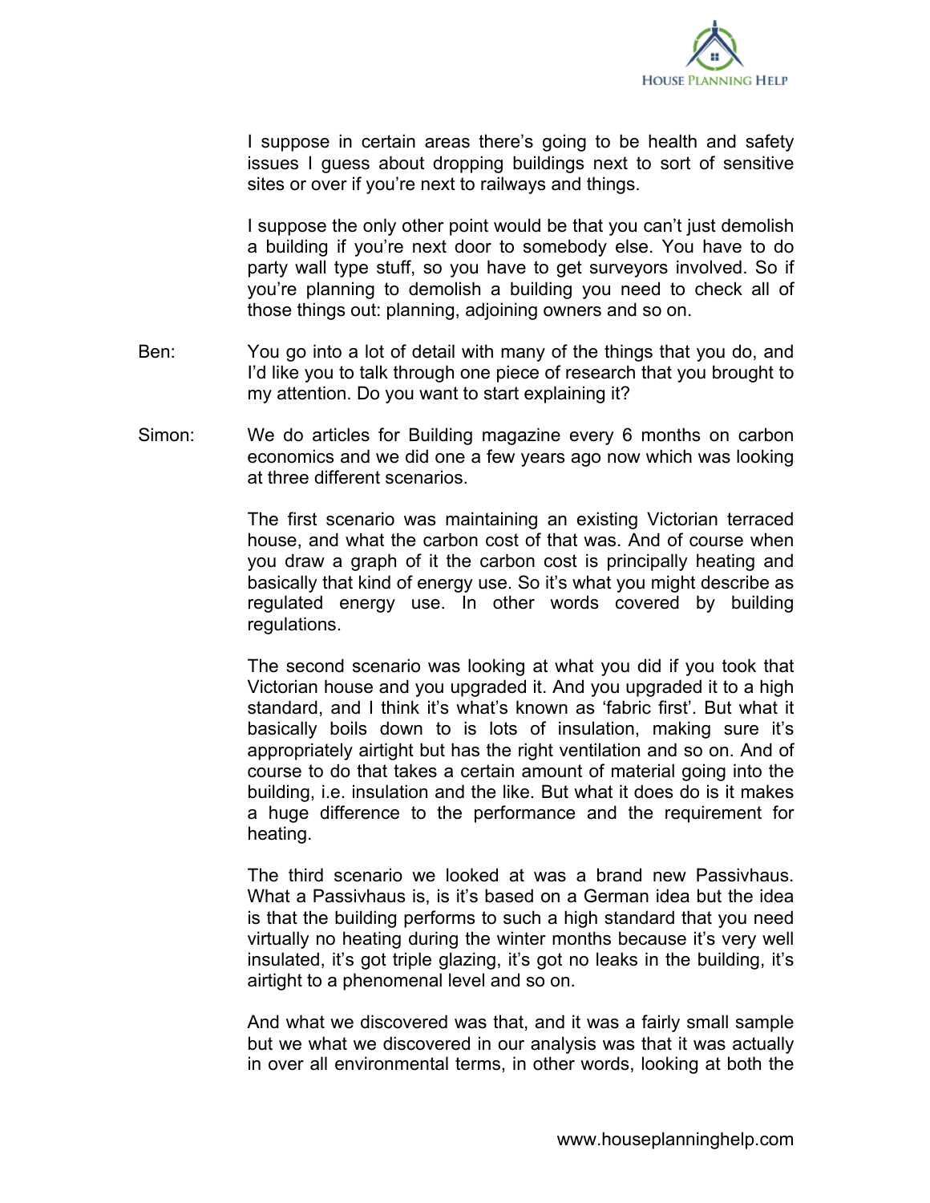I suppose in certain areas there's going to be health and safety issues I guess about dropping buildings next to sort of sensitive sites or over if you're next to railways and things.

I suppose the only other point would be that you can't just demolish a building if you're next door to somebody else. You have to do party wall type stuff, so you have to get surveyors involved. So if you're planning to demolish a building you need to check all of those things out: planning, adjoining owners and so on.

Ben: You go into a lot of detail with many of the things that you do, and I'd like you to talk through one piece of research that you brought to my attention. Do you want to start explaining it?

Simon: We do articles for Building magazine every 6 months on carbon economics and we did one a few years ago now which was looking at three different scenarios.

The first scenario was maintaining an existing Victorian terraced house, and what the carbon cost of that was. And of course when you draw a graph of it the carbon cost is principally heating and basically that kind of energy use. So it's what you might describe as regulated energy use. In other words covered by building regulations.

The second scenario was looking at what you did if you took that Victorian house and you upgraded it. And you upgraded it to a high standard, and I think it's what's known as 'fabric first'. But what it basically boils down to is lots of insulation, making sure it's appropriately airtight but has the right ventilation and so on. And of course to do that takes a certain amount of material going into the building, i.e. insulation and the like. But what it does do is it makes a huge difference to the performance and the requirement for heating.

The third scenario we looked at was a brand new Passivhaus. What a Passivhaus is, is it's based on a German idea but the idea is that the building performs to such a high standard that you need virtually no heating during the winter months because it's very well insulated, it's got triple glazing, it's got no leaks in the building, it's airtight to a phenomenal level and so on.

And what we discovered was that, and it was a fairly small sample but we what we discovered in our analysis was that it was actually in over all environmental terms, in other words, looking at both the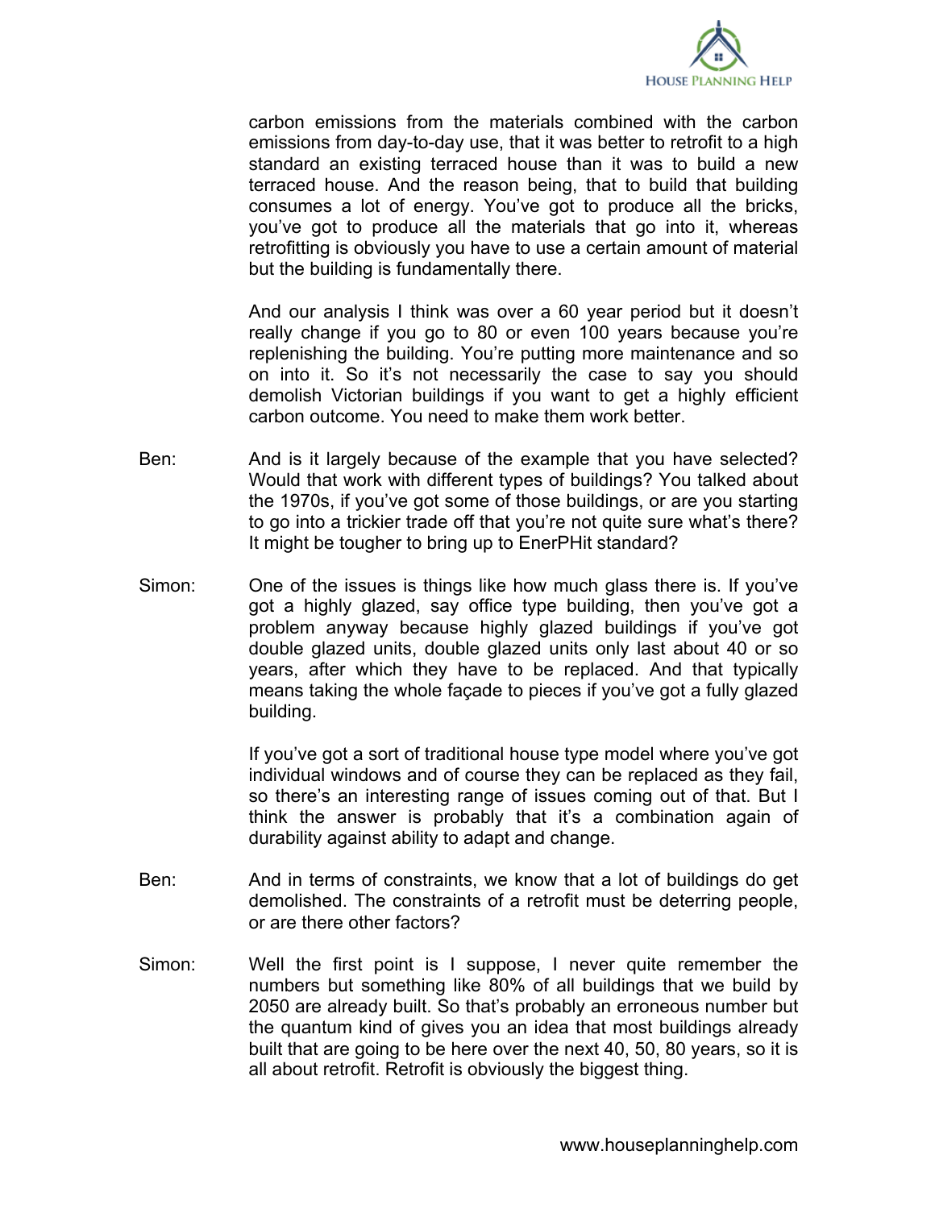carbon emissions from the materials combined with the carbon emissions from day-to-day use, that it was better to retrofit to a high standard an existing terraced house than it was to build a new terraced house. And the reason being, that to build that building consumes a lot of energy. You've got to produce all the bricks, you've got to produce all the materials that go into it, whereas retrofitting is obviously you have to use a certain amount of material but the building is fundamentally there.

And our analysis I think was over a 60 year period but it doesn't really change if you go to 80 or even 100 years because you're replenishing the building. You're putting more maintenance and so on into it. So it's not necessarily the case to say you should demolish Victorian buildings if you want to get a highly efficient carbon outcome. You need to make them work better.

Ben: And is it largely because of the example that you have selected? Would that work with different types of buildings? You talked about the 1970s, if you've got some of those buildings, or are you starting to go into a trickier trade off that you're not quite sure what's there? It might be tougher to bring up to EnerPHit standard?

Simon: One of the issues is things like how much glass there is. If you've got a highly glazed, say office type building, then you've got a problem anyway because highly glazed buildings if you've got double glazed units, double glazed units only last about 40 or so years, after which they have to be replaced. And that typically means taking the whole façade to pieces if you've got a fully glazed building.

If you've got a sort of traditional house type model where you've got individual windows and of course they can be replaced as they fail, so there's an interesting range of issues coming out of that. But I think the answer is probably that it's a combination again of durability against ability to adapt and change.

Ben: And in terms of constraints, we know that a lot of buildings do get demolished. The constraints of a retrofit must be deterring people, or are there other factors?

Simon: Well the first point is I suppose, I never quite remember the numbers but something like 80% of all buildings that we build by 2050 are already built. So that's probably an erroneous number but the quantum kind of gives you an idea that most buildings already built that are going to be here over the next 40, 50, 80 years, so it is all about retrofit. Retrofit is obviously the biggest thing.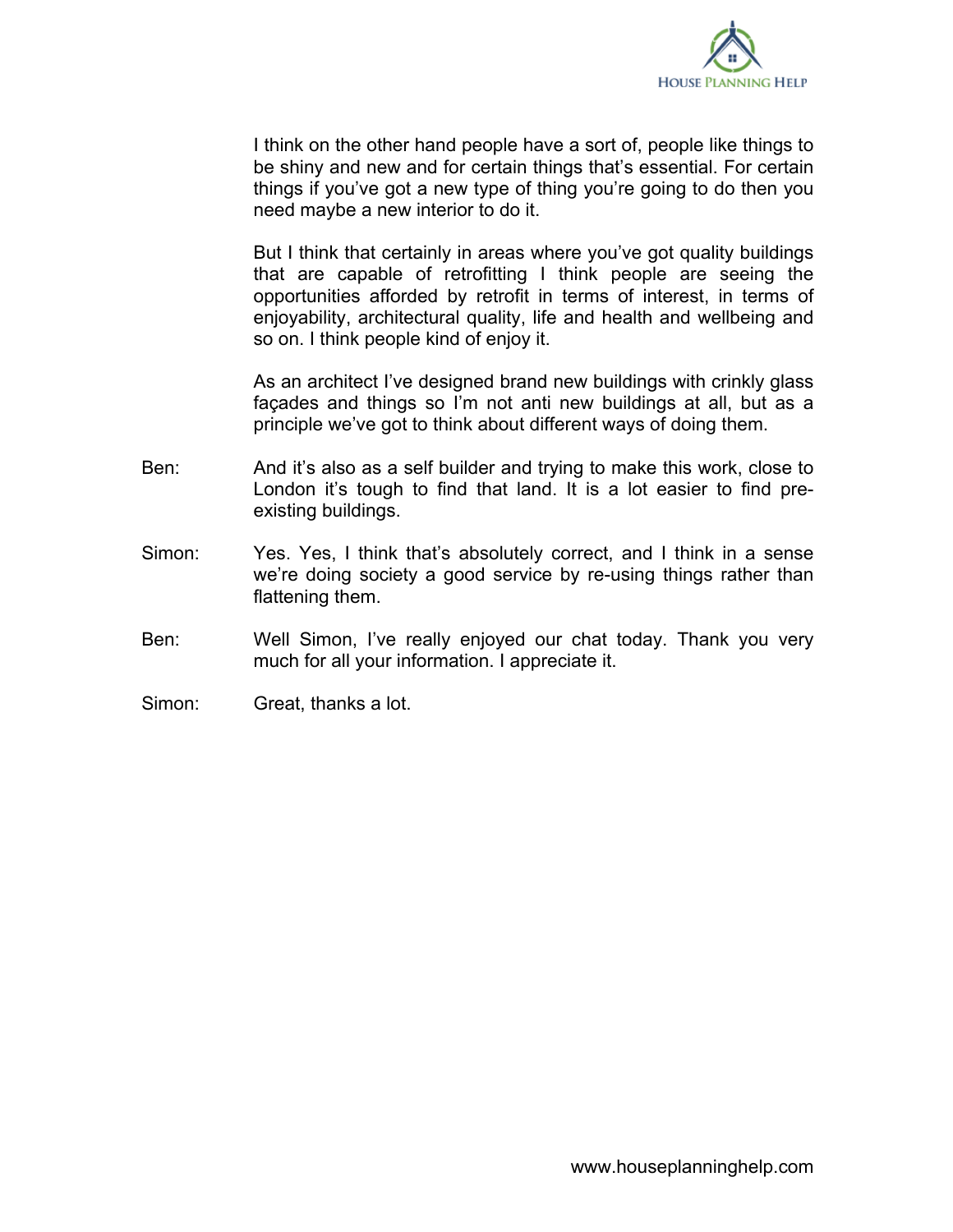I think on the other hand people have a sort of, people like things to be shiny and new and for certain things that's essential. For certain things if you've got a new type of thing you're going to do then you need maybe a new interior to do it.

But I think that certainly in areas where you've got quality buildings that are capable of retrofitting I think people are seeing the opportunities afforded by retrofit in terms of interest, in terms of enjoyability, architectural quality, life and health and wellbeing and so on. I think people kind of enjoy it.

As an architect I've designed brand new buildings with crinkly glass façades and things so I'm not anti new buildings at all, but as a principle we've got to think about different ways of doing them.

Ben: And it's also as a self builder and trying to make this work, close to London it's tough to find that land. It is a lot easier to find pre-existing buildings.

Simon: Yes. Yes, I think that's absolutely correct, and I think in a sense we're doing society a good service by re-using things rather than flattening them.

Ben: Well Simon, I've really enjoyed our chat today. Thank you very much for all your information. I appreciate it.

Simon: Great, thanks a lot.